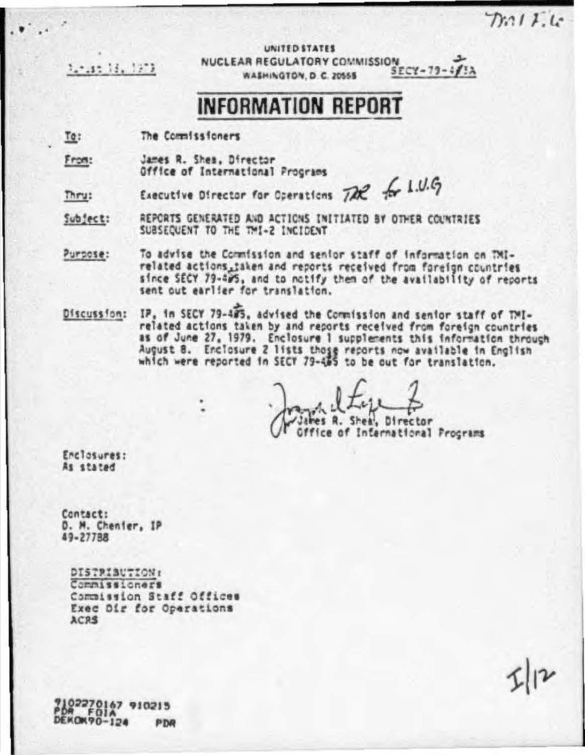TMI File

August 13, 1979

UNITED STATES
NUCLEAR REGULATORY COMMISSION
WASHINGTON, D.C. 20555

SECY-79-475A

# INFORMATION REPORT

**To:** The Commissioners

**From:** James R. Shea, Director
Office of International Programs

**Thru:** Executive Director for Operations TAR for L.V.G

**Subject:** REPORTS GENERATED AND ACTIONS INITIATED BY OTHER COUNTRIES SUBSEQUENT TO THE TMI-2 INCIDENT

**Purpose:** To advise the Commission and senior staff of information on TMI-related actions taken and reports received from foreign countries since SECY 79-475, and to notify them of the availability of reports sent out earlier for translation.

**Discussion:** IP, in SECY 79-475, advised the Commission and senior staff of TMI-related actions taken by and reports received from foreign countries as of June 27, 1979. Enclosure 1 supplements this information through August 8. Enclosure 2 lists those reports now available in English which were reported in SECY 79-475 to be out for translation.

James R. Shea, Director
Office of International Programs

Enclosures:
As stated

Contact:
D. M. Chenier, IP
49-27788

DISTRIBUTION:
Commissioners
Commission Staff Offices
Exec Dir for Operations
ACRS

I/12

9102270167 910215
PDR FOIA
DEKOK90-124 PDR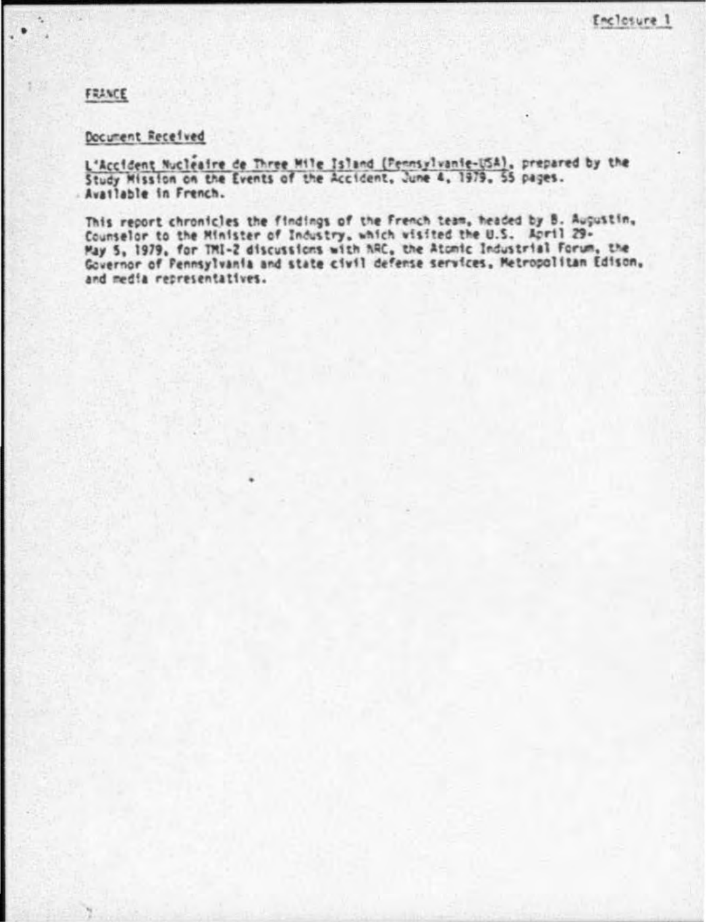Enclosure 1

FRANCE

Document Received

L'Accident Nucléaire de Three Mile Island (Pennsylvanie-USA), prepared by the Study Mission on the Events of the Accident, June 4, 1979, 55 pages. Available in French.

This report chronicles the findings of the French team, headed by B. Augustin, Counselor to the Minister of Industry, which visited the U.S. April 29-May 5, 1979, for TMI-2 discussions with NRC, the Atomic Industrial Forum, the Governor of Pennsylvania and state civil defense services, Metropolitan Edison, and media representatives.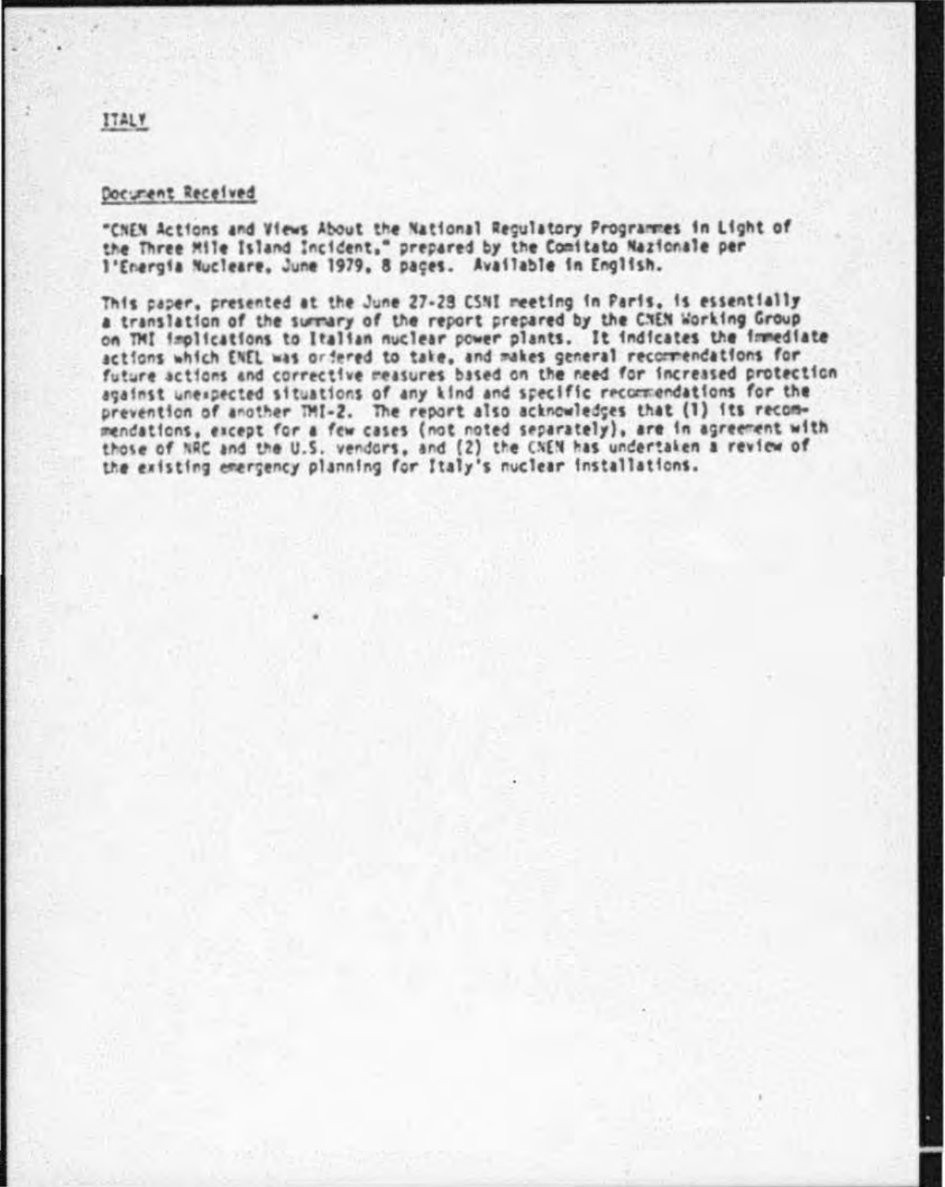## ITALY

### Document Received

"CNEN Actions and Views About the National Regulatory Programmes in Light of the Three Mile Island Incident," prepared by the Comitato Nazionale per l'Energia Nucleare, June 1979, 8 pages. Available in English.

This paper, presented at the June 27-28 CSNI meeting in Paris, is essentially a translation of the summary of the report prepared by the CNEN Working Group on TMI implications to Italian nuclear power plants. It indicates the immediate actions which ENEL was ordered to take, and makes general recommendations for future actions and corrective measures based on the need for increased protection against unexpected situations of any kind and specific recommendations for the prevention of another TMI-2. The report also acknowledges that (1) its recommendations, except for a few cases (not noted separately), are in agreement with those of NRC and the U.S. vendors, and (2) the CNEN has undertaken a review of the existing emergency planning for Italy's nuclear installations.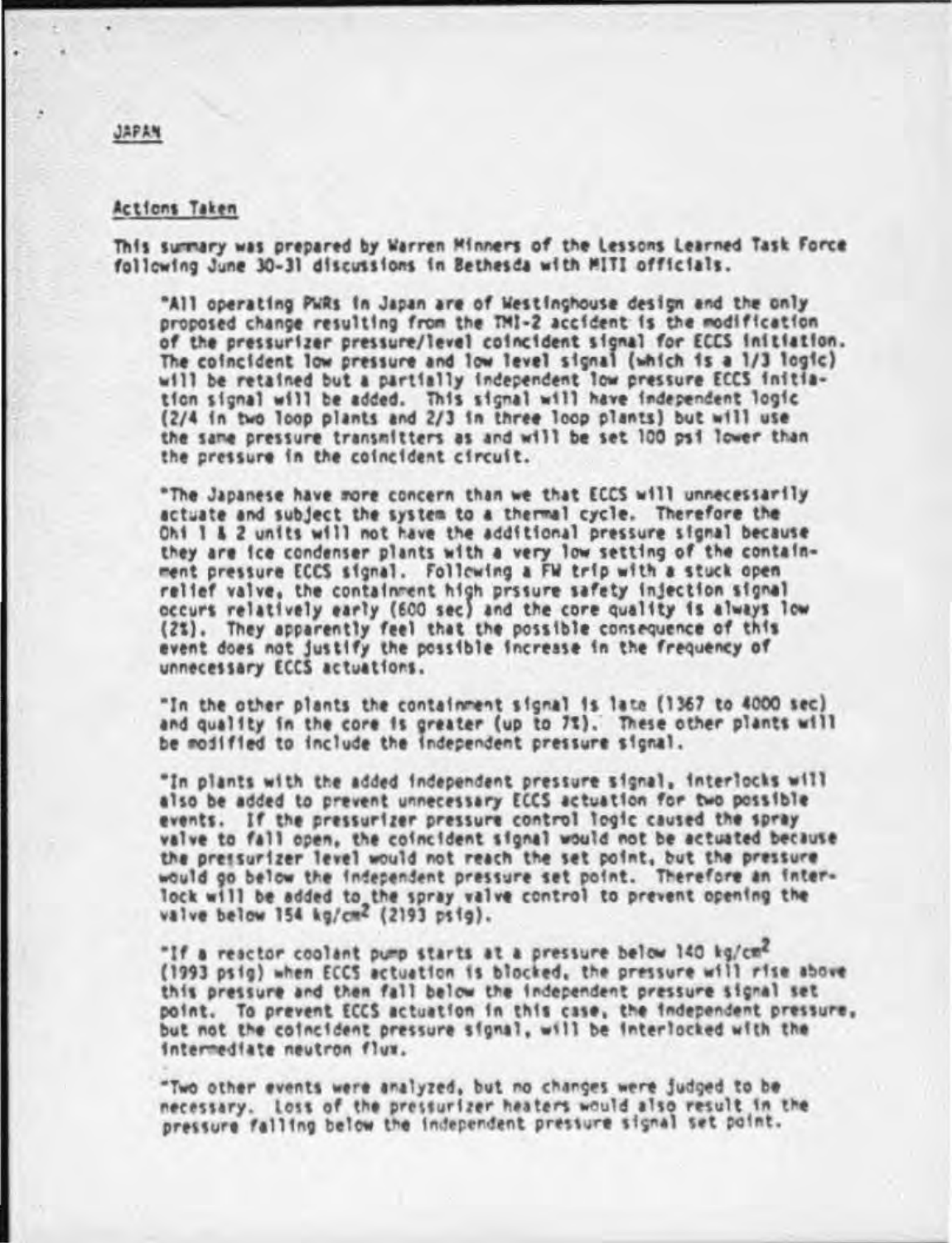JAPAN

## Actions Taken

This summary was prepared by Warren Minners of the Lessons Learned Task Force following June 30-31 discussions in Bethesda with MITI officials.

> "All operating PWRs in Japan are of Westinghouse design and the only proposed change resulting from the TMI-2 accident is the modification of the pressurizer pressure/level coincident signal for ECCS initiation. The coincident low pressure and low level signal (which is a 1/3 logic) will be retained but a partially independent low pressure ECCS initiation signal will be added. This signal will have independent logic (2/4 in two loop plants and 2/3 in three loop plants) but will use the same pressure transmitters as and will be set 100 psi lower than the pressure in the coincident circuit.
>
> "The Japanese have more concern than we that ECCS will unnecessarily actuate and subject the system to a thermal cycle. Therefore the Ohi 1 & 2 units will not have the additional pressure signal because they are ice condenser plants with a very low setting of the containment pressure ECCS signal. Following a FW trip with a stuck open relief valve, the containment high prssure safety injection signal occurs relatively early (600 sec) and the core quality is always low (2%). They apparently feel that the possible consequence of this event does not justify the possible increase in the frequency of unnecessary ECCS actuations.
>
> "In the other plants the containment signal is late (1367 to 4000 sec) and quality in the core is greater (up to 7%). These other plants will be modified to include the independent pressure signal.
>
> "In plants with the added independent pressure signal, interlocks will also be added to prevent unnecessary ECCS actuation for two possible events. If the pressurizer pressure control logic caused the spray valve to fall open, the coincident signal would not be actuated because the pressurizer level would not reach the set point, but the pressure would go below the independent pressure set point. Therefore an interlock will be added to the spray valve control to prevent opening the valve below 154 kg/cm$^2$ (2193 psig).
>
> "If a reactor coolant pump starts at a pressure below 140 kg/cm$^2$ (1993 psig) when ECCS actuation is blocked, the pressure will rise above this pressure and then fall below the independent pressure signal set point. To prevent ECCS actuation in this case, the independent pressure, but not the coincident pressure signal, will be interlocked with the intermediate neutron flux.
>
> "Two other events were analyzed, but no changes were judged to be necessary. Loss of the pressurizer heaters would also result in the pressure falling below the independent pressure signal set point.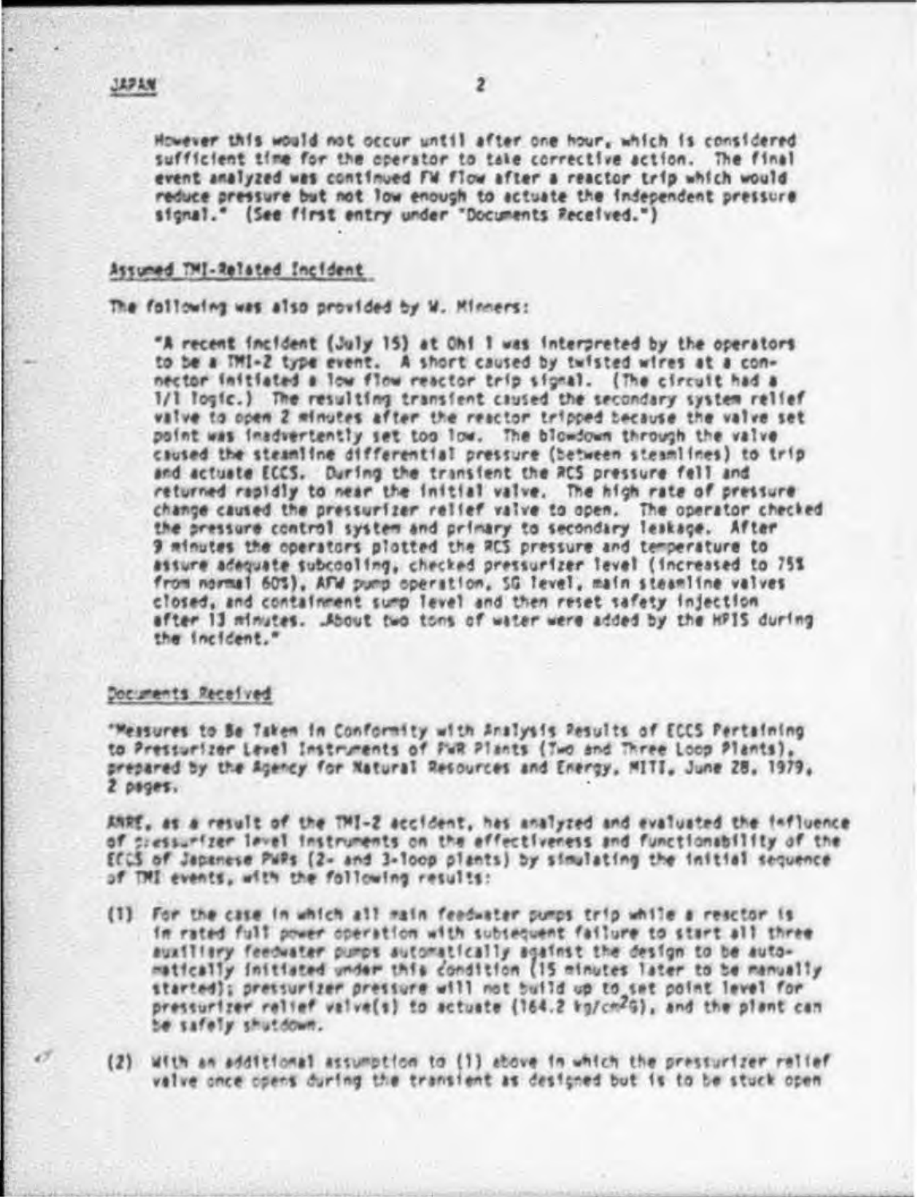However this would not occur until after one hour, which is considered sufficient time for the operator to take corrective action. The final event analyzed was continued FW flow after a reactor trip which would reduce pressure but not low enough to actuate the independent pressure signal." (See first entry under "Documents Received.")

## Assumed TMI-Related Incident

The following was also provided by W. Minners:

"A recent incident (July 15) at Ohi 1 was interpreted by the operators to be a TMI-2 type event. A short caused by twisted wires at a connector initiated a low flow reactor trip signal. (The circuit had a 1/1 logic.) The resulting transient caused the secondary system relief valve to open 2 minutes after the reactor tripped because the valve set point was inadvertently set too low. The blowdown through the valve caused the steamline differential pressure (between steamlines) to trip and actuate ECCS. During the transient the RCS pressure fell and returned rapidly to near the initial valve. The high rate of pressure change caused the pressurizer relief valve to open. The operator checked the pressure control system and primary to secondary leakage. After 9 minutes the operators plotted the RCS pressure and temperature to assure adequate subcooling, checked pressurizer level (increased to 75% from normal 60%), AFW pump operation, SG level, main steamline valves closed, and containment sump level and then reset safety injection after 13 minutes. About two tons of water were added by the HPIS during the incident."

## Documents Received

"Measures to Be Taken in Conformity with Analysis Results of ECCS Pertaining to Pressurizer Level Instruments of PWR Plants (Two and Three Loop Plants), prepared by the Agency for Natural Resources and Energy, MITI, June 28, 1979, 2 pages.

ANRE, as a result of the TMI-2 accident, has analyzed and evaluated the influence of pressurizer level instruments on the effectiveness and functionability of the ECCS of Japanese PWRs (2- and 3-loop plants) by simulating the initial sequence of TMI events, with the following results:

(1) For the case in which all main feedwater pumps trip while a reactor is in rated full power operation with subsequent failure to start all three auxiliary feedwater pumps automatically against the design to be automatically initiated under this condition (15 minutes later to be manually started); pressurizer pressure will not build up to set point level for pressurizer relief valve(s) to actuate (164.2 kg/cm$^2$G), and the plant can be safely shutdown.

(2) With an additional assumption to (1) above in which the pressurizer relief valve once opens during the transient as designed but is to be stuck open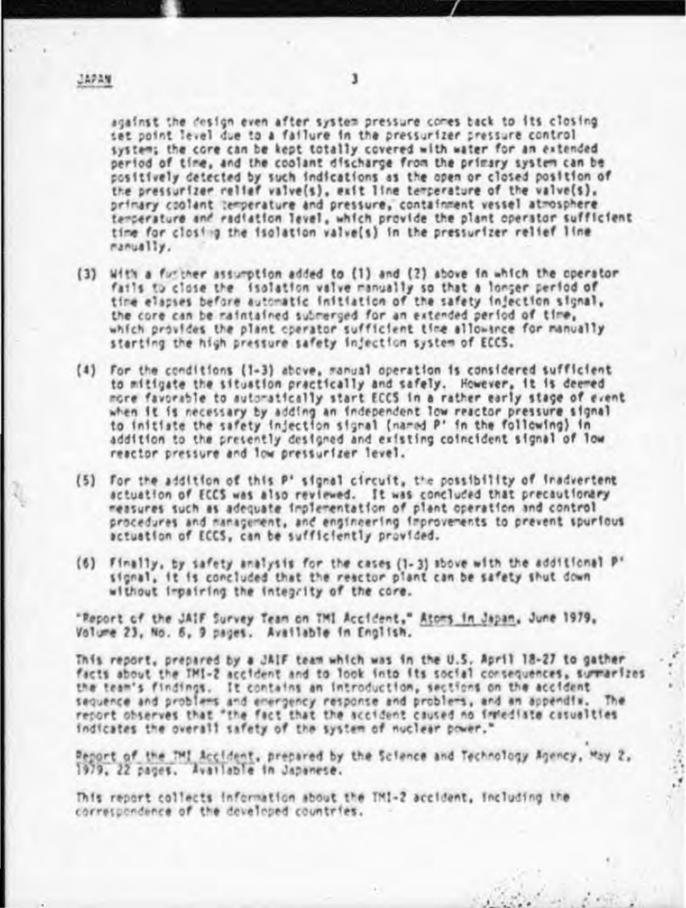against the design even after system pressure comes back to its closing set point level due to a failure in the pressurizer pressure control system; the core can be kept totally covered with water for an extended period of time, and the coolant discharge from the primary system can be positively detected by such indications as the open or closed position of the pressurizer relief valve(s), exit line temperature of the valve(s), primary coolant temperature and pressure, containment vessel atmosphere temperature and radiation level, which provide the plant operator sufficient time for closing the isolation valve(s) in the pressurizer relief line manually.

(3) With a further assumption added to (1) and (2) above in which the operator fails to close the isolation valve manually so that a longer period of time elapses before automatic initiation of the safety injection signal, the core can be maintained submerged for an extended period of time, which provides the plant operator sufficient time allowance for manually starting the high pressure safety injection system of ECCS.

(4) For the conditions (1-3) above, manual operation is considered sufficient to mitigate the situation practically and safely. However, it is deemed more favorable to automatically start ECCS in a rather early stage of event when it is necessary by adding an independent low reactor pressure signal to initiate the safety injection signal (named P' in the following) in addition to the presently designed and existing coincident signal of low reactor pressure and low pressurizer level.

(5) For the addition of this P' signal circuit, the possibility of inadvertent actuation of ECCS was also reviewed. It was concluded that precautionary measures such as adequate implementation of plant operation and control procedures and management, and engineering improvements to prevent spurious actuation of ECCS, can be sufficiently provided.

(6) Finally, by safety analysis for the cases (1-3) above with the additional P' signal, it is concluded that the reactor plant can be safety shut down without impairing the integrity of the core.

"Report of the JAIF Survey Team on TMI Accident," Atoms in Japan, June 1979, Volume 23, No. 6, 9 pages. Available in English.

This report, prepared by a JAIF team which was in the U.S. April 18-27 to gather facts about the TMI-2 accident and to look into its social consequences, summarizes the team's findings. It contains an introduction, sections on the accident sequence and problems and emergency response and problems, and an appendix. The report observes that "the fact that the accident caused no immediate casualties indicates the overall safety of the system of nuclear power."

Report of the TMI Accident, prepared by the Science and Technology Agency, May 2, 1979, 22 pages. Available in Japanese.

This report collects information about the TMI-2 accident, including the correspondence of the developed countries.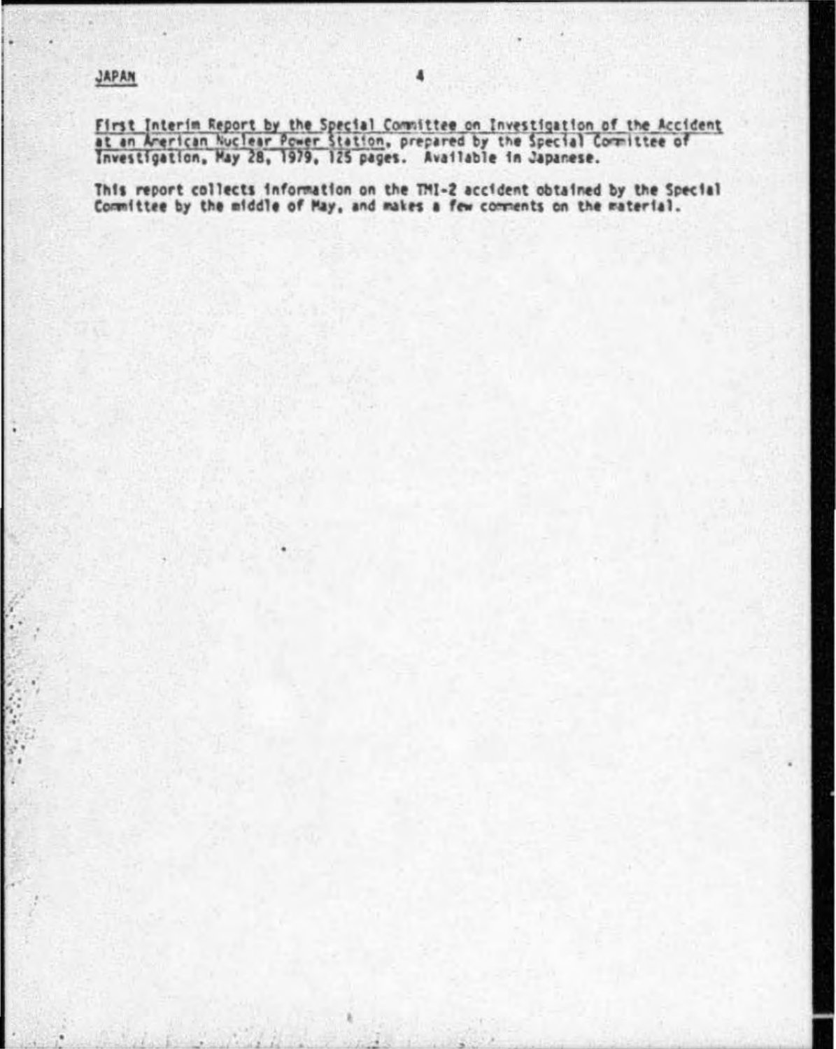## JAPAN

First Interim Report by the Special Committee on Investigation of the Accident at an American Nuclear Power Station, prepared by the Special Committee of Investigation, May 28, 1979, 125 pages. Available in Japanese.

This report collects information on the TMI-2 accident obtained by the Special Committee by the middle of May, and makes a few comments on the material.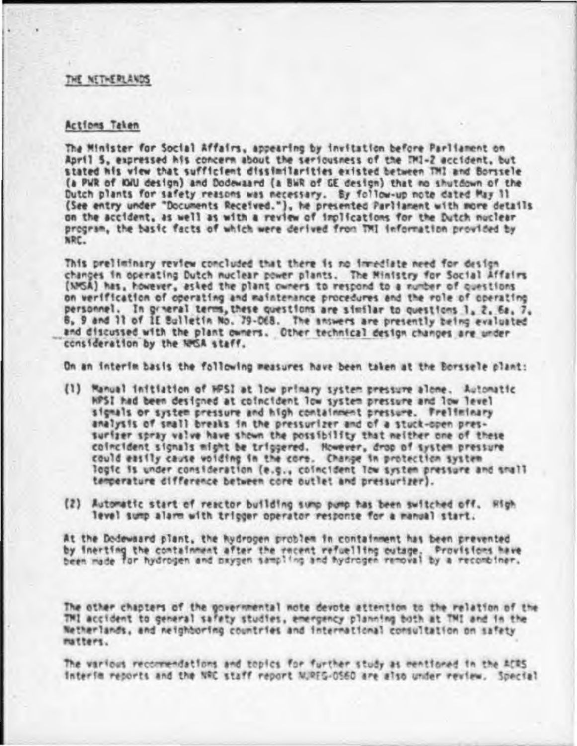THE NETHERLANDS

## Actions Taken

The Minister for Social Affairs, appearing by invitation before Parliament on April 5, expressed his concern about the seriousness of the TMI-2 accident, but stated his view that sufficient dissimilarities existed between TMI and Borssele (a PWR of KWU design) and Dodewaard (a BWR of GE design) that no shutdown of the Dutch plants for safety reasons was necessary. By follow-up note dated May 11 (See entry under "Documents Received."), he presented Parliament with more details on the accident, as well as with a review of implications for the Dutch nuclear program, the basic facts of which were derived from TMI information provided by NRC.

This preliminary review concluded that there is no immediate need for design changes in operating Dutch nuclear power plants. The Ministry for Social Affairs (NMSA) has, however, asked the plant owners to respond to a number of questions on verification of operating and maintenance procedures and the role of operating personnel. In general terms, these questions are similar to questions 1, 2, 6a, 7, 8, 9 and 11 of IE Bulletin No. 79-06B. The answers are presently being evaluated and discussed with the plant owners. Other technical design changes are under consideration by the NMSA staff.

On an interim basis the following measures have been taken at the Borssele plant:

(1) Manual initiation of HPSI at low primary system pressure alone. Automatic HPSI had been designed at coincident low system pressure and low level signals or system pressure and high containment pressure. Preliminary analysis of small breaks in the pressurizer and of a stuck-open pressurizer spray valve have shown the possibility that neither one of these coincident signals might be triggered. However, drop of system pressure could easily cause voiding in the core. Change in protection system logic is under consideration (e.g., coincident low system pressure and small temperature difference between core outlet and pressurizer).

(2) Automatic start of reactor building sump pump has been switched off. High level sump alarm with trigger operator response for a manual start.

At the Dodewaard plant, the hydrogen problem in containment has been prevented by inerting the containment after the recent refuelling outage. Provisions have been made for hydrogen and oxygen sampling and hydrogen removal by a recombiner.

The other chapters of the governmental note devote attention to the relation of the TMI accident to general safety studies, emergency planning both at TMI and in the Netherlands, and neighboring countries and international consultation on safety matters.

The various recommendations and topics for further study as mentioned in the ACRS interim reports and the NRC staff report NUREG-0560 are also under review. Special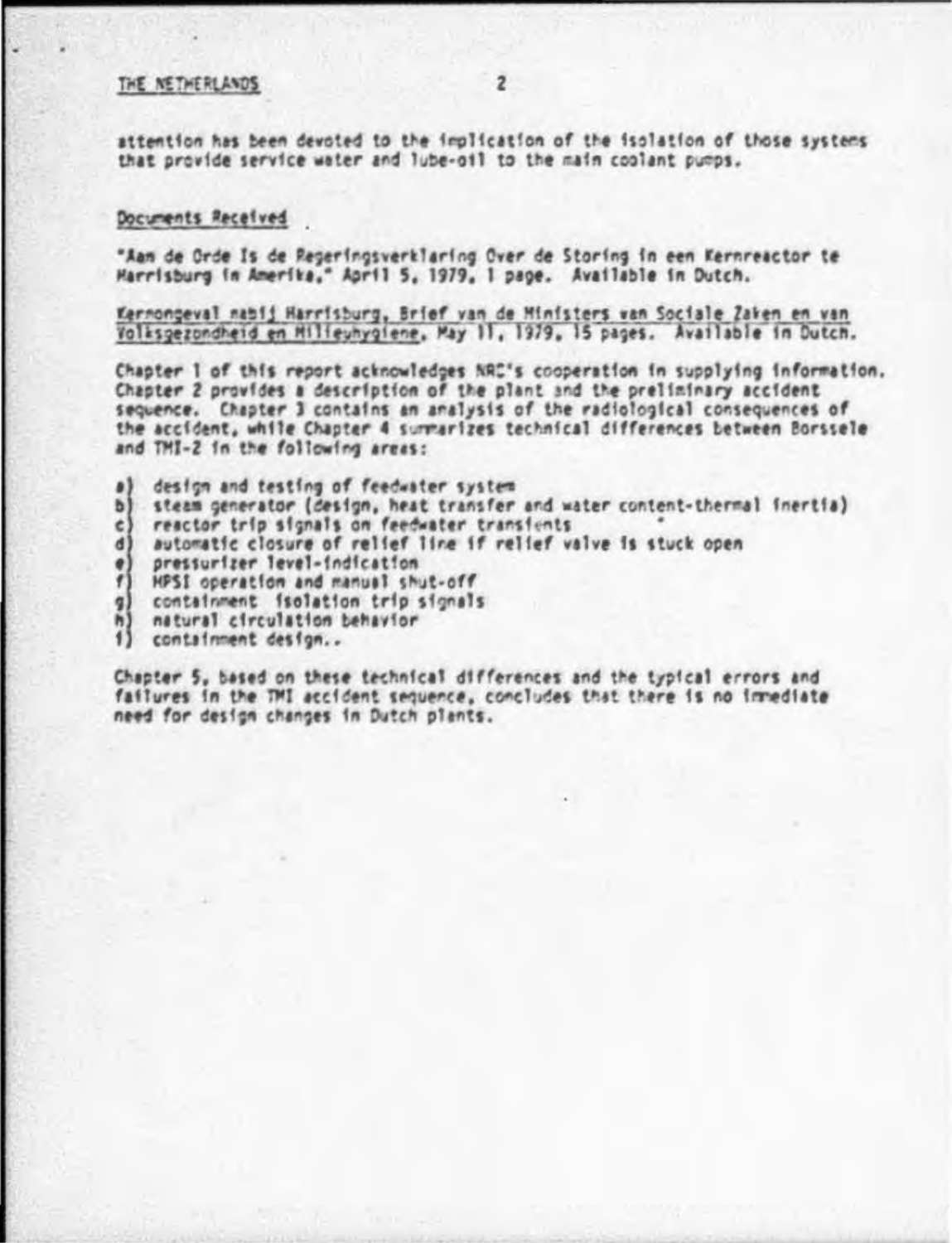attention has been devoted to the implication of the isolation of those systems that provide service water and lube-oil to the main coolant pumps.

## Documents Received

"Aan de Orde Is de Regeringsverklaring Over de Storing in een Kernreactor te Harrisburg in Amerika," April 5, 1979, 1 page. Available in Dutch.

Kernongeval nabij Harrisburg, Brief van de Ministers van Sociale Zaken en van Volksgezondheid en Milieuhygiene, May 11, 1979, 15 pages. Available in Dutch.

Chapter 1 of this report acknowledges NRC's cooperation in supplying information. Chapter 2 provides a description of the plant and the preliminary accident sequence. Chapter 3 contains an analysis of the radiological consequences of the accident, while Chapter 4 summarizes technical differences between Borssele and TMI-2 in the following areas:

a) design and testing of feedwater system
b) steam generator (design, heat transfer and water content-thermal inertia)
c) reactor trip signals on feedwater transients
d) automatic closure of relief line if relief valve is stuck open
e) pressurizer level-indication
f) HPSI operation and manual shut-off
g) containment isolation trip signals
h) natural circulation behavior
i) containment design..

Chapter 5, based on these technical differences and the typical errors and failures in the TMI accident sequence, concludes that there is no immediate need for design changes in Dutch plants.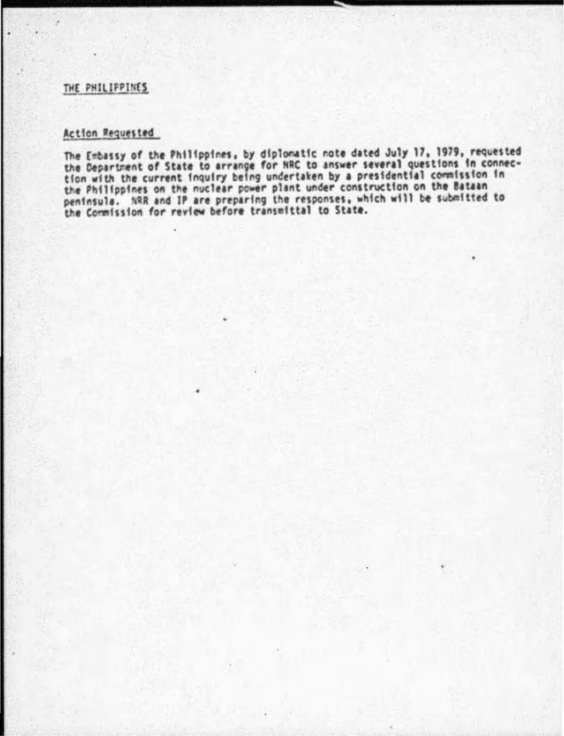THE PHILIPPINES

Action Requested

The Embassy of the Philippines, by diplomatic note dated July 17, 1979, requested the Department of State to arrange for NRC to answer several questions in connection with the current inquiry being undertaken by a presidential commission in the Philippines on the nuclear power plant under construction on the Bataan peninsula. NRR and IP are preparing the responses, which will be submitted to the Commission for review before transmittal to State.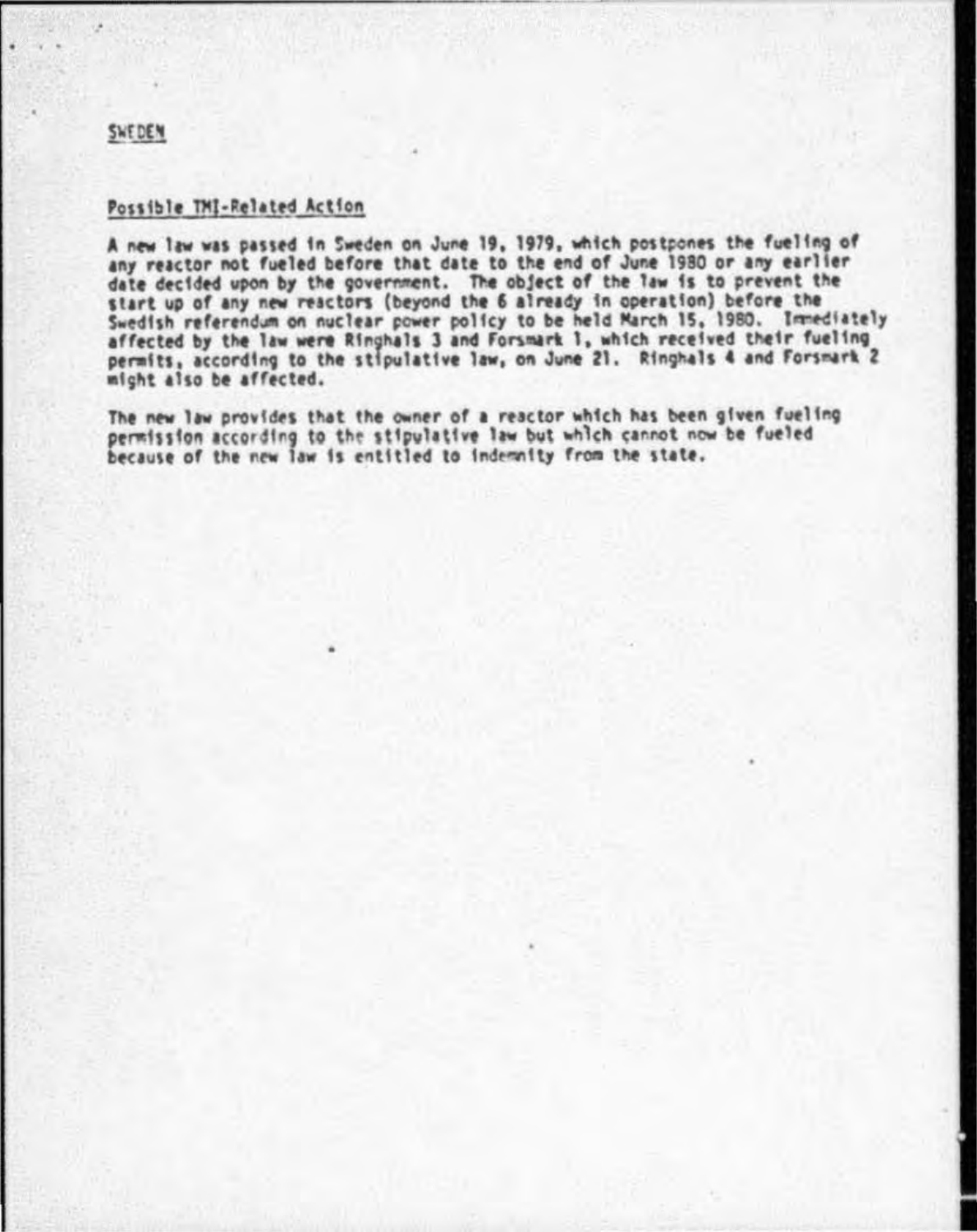## SWEDEN

### Possible TMI-Related Action

A new law was passed in Sweden on June 19, 1979, which postpones the fueling of any reactor not fueled before that date to the end of June 1980 or any earlier date decided upon by the government. The object of the law is to prevent the start up of any new reactors (beyond the 6 already in operation) before the Swedish referendum on nuclear power policy to be held March 15, 1980. Immediately affected by the law were Ringhals 3 and Forsmark 1, which received their fueling permits, according to the stipulative law, on June 21. Ringhals 4 and Forsmark 2 might also be affected.

The new law provides that the owner of a reactor which has been given fueling permission according to the stipulative law but which cannot now be fueled because of the new law is entitled to indemnity from the state.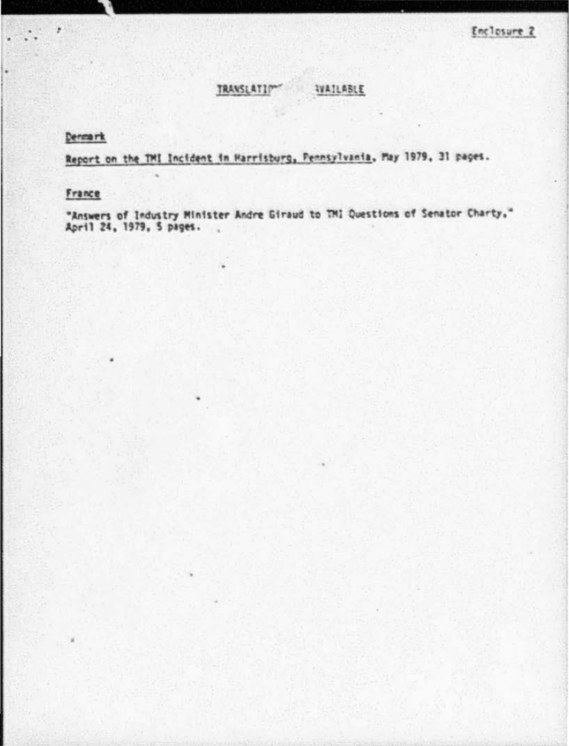Enclosure 2

# TRANSLATIONS AVAILABLE

**Denmark**

Report on the TMI Incident in Harrisburg, Pennsylvania, May 1979, 31 pages.

**France**

"Answers of Industry Minister Andre Giraud to TMI Questions of Senator Charty," April 24, 1979, 5 pages.